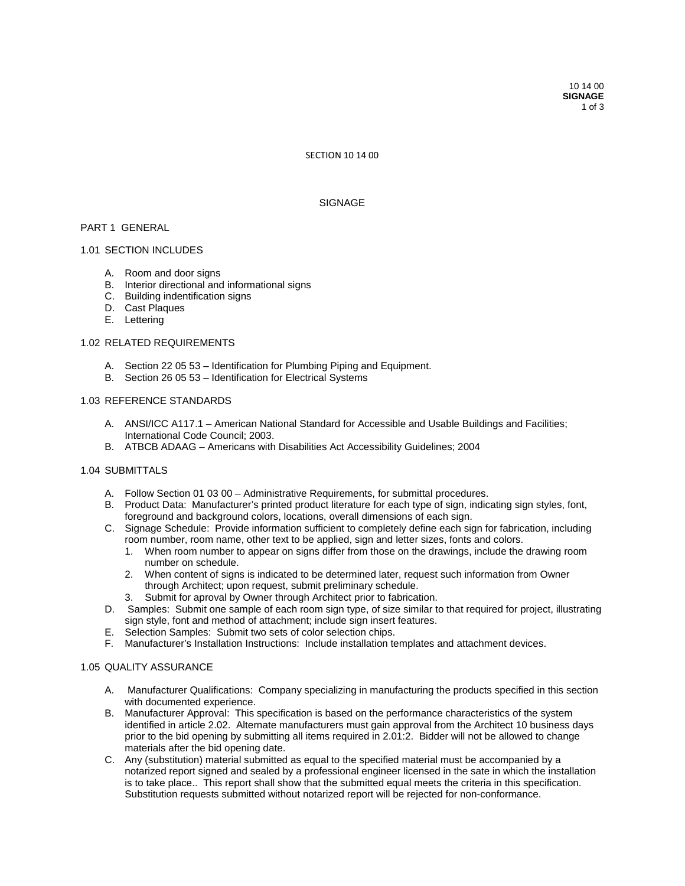# SECTION 10 14 00

# SIGNAGE

## PART 1 GENERAL

### 1.01 SECTION INCLUDES

A. Room and door signs
B. Interior directional and informational signs
C. Building indentification signs
D. Cast Plaques
E. Lettering

### 1.02 RELATED REQUIREMENTS

A. Section 22 05 53 – Identification for Plumbing Piping and Equipment.
B. Section 26 05 53 – Identification for Electrical Systems

### 1.03 REFERENCE STANDARDS

A. ANSI/ICC A117.1 – American National Standard for Accessible and Usable Buildings and Facilities; International Code Council; 2003.
B. ATBCB ADAAG – Americans with Disabilities Act Accessibility Guidelines; 2004

### 1.04 SUBMITTALS

A. Follow Section 01 03 00 – Administrative Requirements, for submittal procedures.
B. Product Data: Manufacturer's printed product literature for each type of sign, indicating sign styles, font, foreground and background colors, locations, overall dimensions of each sign.
C. Signage Schedule: Provide information sufficient to completely define each sign for fabrication, including room number, room name, other text to be applied, sign and letter sizes, fonts and colors.
   1. When room number to appear on signs differ from those on the drawings, include the drawing room number on schedule.
   2. When content of signs is indicated to be determined later, request such information from Owner through Architect; upon request, submit preliminary schedule.
   3. Submit for aproval by Owner through Architect prior to fabrication.
D. Samples: Submit one sample of each room sign type, of size similar to that required for project, illustrating sign style, font and method of attachment; include sign insert features.
E. Selection Samples: Submit two sets of color selection chips.
F. Manufacturer's Installation Instructions: Include installation templates and attachment devices.

### 1.05 QUALITY ASSURANCE

A. Manufacturer Qualifications: Company specializing in manufacturing the products specified in this section with documented experience.
B. Manufacturer Approval: This specification is based on the performance characteristics of the system identified in article 2.02. Alternate manufacturers must gain approval from the Architect 10 business days prior to the bid opening by submitting all items required in 2.01:2. Bidder will not be allowed to change materials after the bid opening date.
C. Any (substitution) material submitted as equal to the specified material must be accompanied by a notarized report signed and sealed by a professional engineer licensed in the sate in which the installation is to take place.. This report shall show that the submitted equal meets the criteria in this specification. Substitution requests submitted without notarized report will be rejected for non-conformance.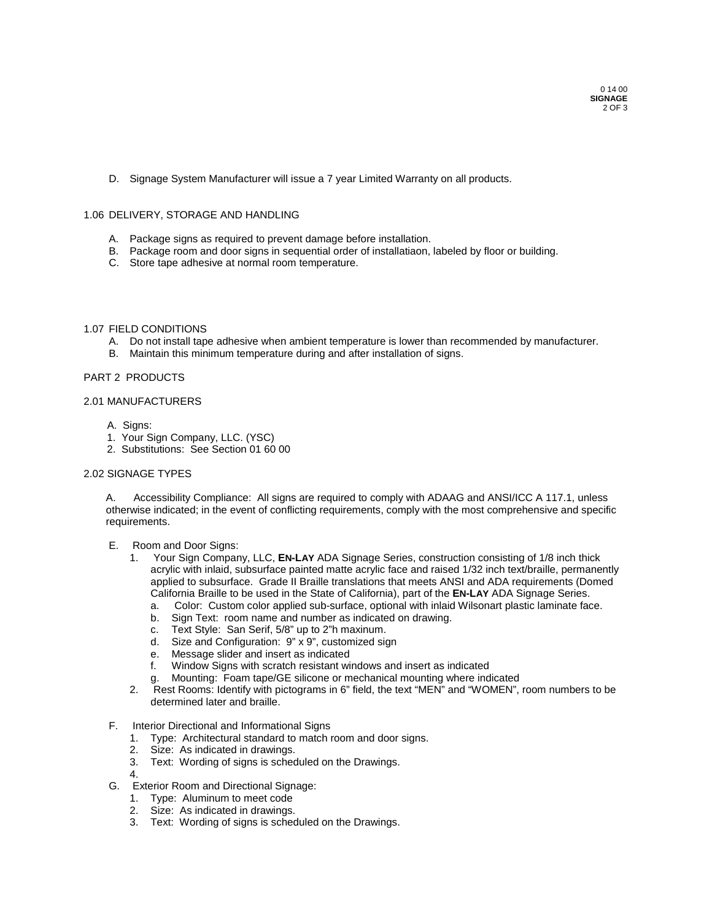D. Signage System Manufacturer will issue a 7 year Limited Warranty on all products.

1.06 DELIVERY, STORAGE AND HANDLING

A. Package signs as required to prevent damage before installation.
B. Package room and door signs in sequential order of installatiaon, labeled by floor or building.
C. Store tape adhesive at normal room temperature.

1.07 FIELD CONDITIONS

A. Do not install tape adhesive when ambient temperature is lower than recommended by manufacturer.
B. Maintain this minimum temperature during and after installation of signs.

PART 2 PRODUCTS

2.01 MANUFACTURERS

A. Signs:
1. Your Sign Company, LLC. (YSC)
2. Substitutions: See Section 01 60 00

2.02 SIGNAGE TYPES

A. Accessibility Compliance: All signs are required to comply with ADAAG and ANSI/ICC A 117.1, unless otherwise indicated; in the event of conflicting requirements, comply with the most comprehensive and specific requirements.

E. Room and Door Signs:
   1. Your Sign Company, LLC, **EN-LAY** ADA Signage Series, construction consisting of 1/8 inch thick acrylic with inlaid, subsurface painted matte acrylic face and raised 1/32 inch text/braille, permanently applied to subsurface. Grade II Braille translations that meets ANSI and ADA requirements (Domed California Braille to be used in the State of California), part of the **EN-LAY** ADA Signage Series.
      a. Color: Custom color applied sub-surface, optional with inlaid Wilsonart plastic laminate face.
      b. Sign Text: room name and number as indicated on drawing.
      c. Text Style: San Serif, 5/8" up to 2"h maxinum.
      d. Size and Configuration: 9" x 9", customized sign
      e. Message slider and insert as indicated
      f. Window Signs with scratch resistant windows and insert as indicated
      g. Mounting: Foam tape/GE silicone or mechanical mounting where indicated
   2. Rest Rooms: Identify with pictograms in 6" field, the text "MEN" and "WOMEN", room numbers to be determined later and braille.

F. Interior Directional and Informational Signs
   1. Type: Architectural standard to match room and door signs.
   2. Size: As indicated in drawings.
   3. Text: Wording of signs is scheduled on the Drawings.
   4.

G. Exterior Room and Directional Signage:
   1. Type: Aluminum to meet code
   2. Size: As indicated in drawings.
   3. Text: Wording of signs is scheduled on the Drawings.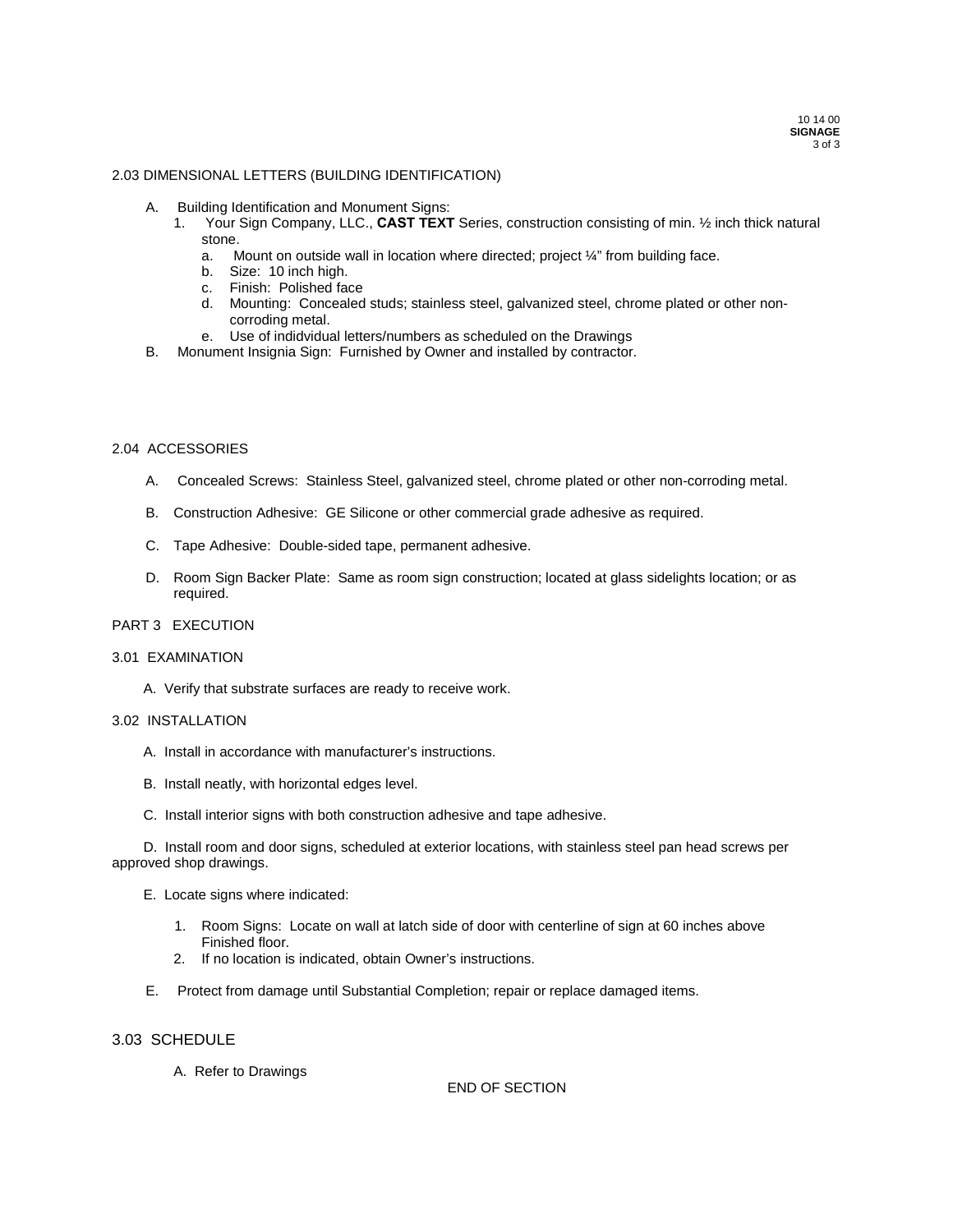## 2.03 DIMENSIONAL LETTERS (BUILDING IDENTIFICATION)

A. Building Identification and Monument Signs:
   1. Your Sign Company, LLC., **CAST TEXT** Series, construction consisting of min. ½ inch thick natural stone.
      a. Mount on outside wall in location where directed; project ¼" from building face.
      b. Size: 10 inch high.
      c. Finish: Polished face
      d. Mounting: Concealed studs; stainless steel, galvanized steel, chrome plated or other non-corroding metal.
      e. Use of indidvidual letters/numbers as scheduled on the Drawings

B. Monument Insignia Sign: Furnished by Owner and installed by contractor.

## 2.04 ACCESSORIES

A. Concealed Screws: Stainless Steel, galvanized steel, chrome plated or other non-corroding metal.

B. Construction Adhesive: GE Silicone or other commercial grade adhesive as required.

C. Tape Adhesive: Double-sided tape, permanent adhesive.

D. Room Sign Backer Plate: Same as room sign construction; located at glass sidelights location; or as required.

# PART 3 EXECUTION

## 3.01 EXAMINATION

A. Verify that substrate surfaces are ready to receive work.

## 3.02 INSTALLATION

A. Install in accordance with manufacturer's instructions.

B. Install neatly, with horizontal edges level.

C. Install interior signs with both construction adhesive and tape adhesive.

D. Install room and door signs, scheduled at exterior locations, with stainless steel pan head screws per approved shop drawings.

E. Locate signs where indicated:

   1. Room Signs: Locate on wall at latch side of door with centerline of sign at 60 inches above Finished floor.
   2. If no location is indicated, obtain Owner's instructions.

E. Protect from damage until Substantial Completion; repair or replace damaged items.

## 3.03 SCHEDULE

A. Refer to Drawings

END OF SECTION